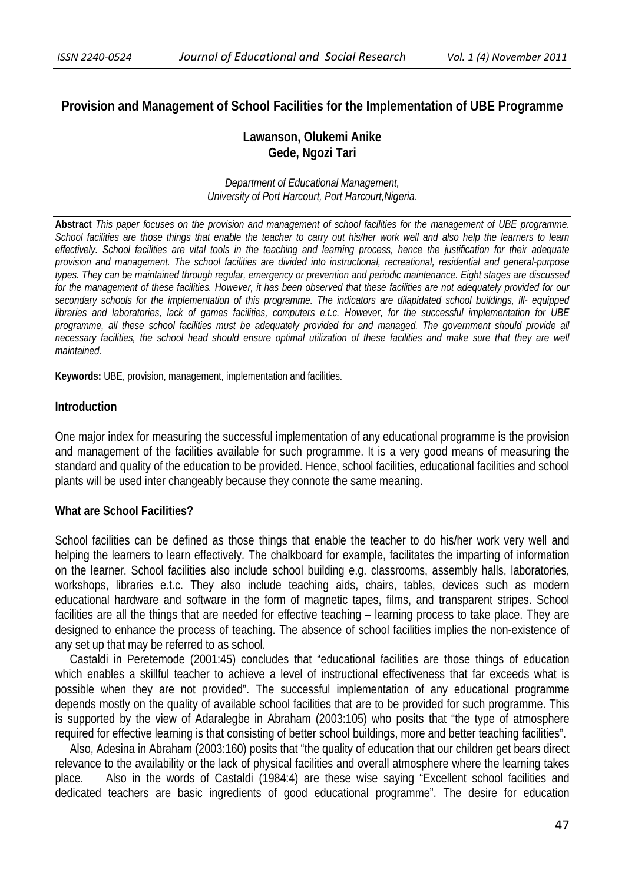# Provision and Management of School Facilities for the Implementation of UBE Programme

**Lawanson, Olukemi Anike**
**Gede, Ngozi Tari**

*Department of Educational Management,*
*University of Port Harcourt, Port Harcourt,Nigeria.*

**Abstract** *This paper focuses on the provision and management of school facilities for the management of UBE programme. School facilities are those things that enable the teacher to carry out his/her work well and also help the learners to learn effectively. School facilities are vital tools in the teaching and learning process, hence the justification for their adequate provision and management. The school facilities are divided into instructional, recreational, residential and general-purpose types. They can be maintained through regular, emergency or prevention and periodic maintenance. Eight stages are discussed for the management of these facilities. However, it has been observed that these facilities are not adequately provided for our secondary schools for the implementation of this programme. The indicators are dilapidated school buildings, ill- equipped libraries and laboratories, lack of games facilities, computers e.t.c. However, for the successful implementation for UBE programme, all these school facilities must be adequately provided for and managed. The government should provide all necessary facilities, the school head should ensure optimal utilization of these facilities and make sure that they are well maintained.*

**Keywords:** UBE, provision, management, implementation and facilities.

## Introduction

One major index for measuring the successful implementation of any educational programme is the provision and management of the facilities available for such programme. It is a very good means of measuring the standard and quality of the education to be provided. Hence, school facilities, educational facilities and school plants will be used inter changeably because they connote the same meaning.

## What are School Facilities?

School facilities can be defined as those things that enable the teacher to do his/her work very well and helping the learners to learn effectively. The chalkboard for example, facilitates the imparting of information on the learner. School facilities also include school building e.g. classrooms, assembly halls, laboratories, workshops, libraries e.t.c. They also include teaching aids, chairs, tables, devices such as modern educational hardware and software in the form of magnetic tapes, films, and transparent stripes. School facilities are all the things that are needed for effective teaching – learning process to take place. They are designed to enhance the process of teaching. The absence of school facilities implies the non-existence of any set up that may be referred to as school.

Castaldi in Peretemode (2001:45) concludes that "educational facilities are those things of education which enables a skillful teacher to achieve a level of instructional effectiveness that far exceeds what is possible when they are not provided". The successful implementation of any educational programme depends mostly on the quality of available school facilities that are to be provided for such programme. This is supported by the view of Adaralegbe in Abraham (2003:105) who posits that "the type of atmosphere required for effective learning is that consisting of better school buildings, more and better teaching facilities".

Also, Adesina in Abraham (2003:160) posits that "the quality of education that our children get bears direct relevance to the availability or the lack of physical facilities and overall atmosphere where the learning takes place. Also in the words of Castaldi (1984:4) are these wise saying "Excellent school facilities and dedicated teachers are basic ingredients of good educational programme". The desire for education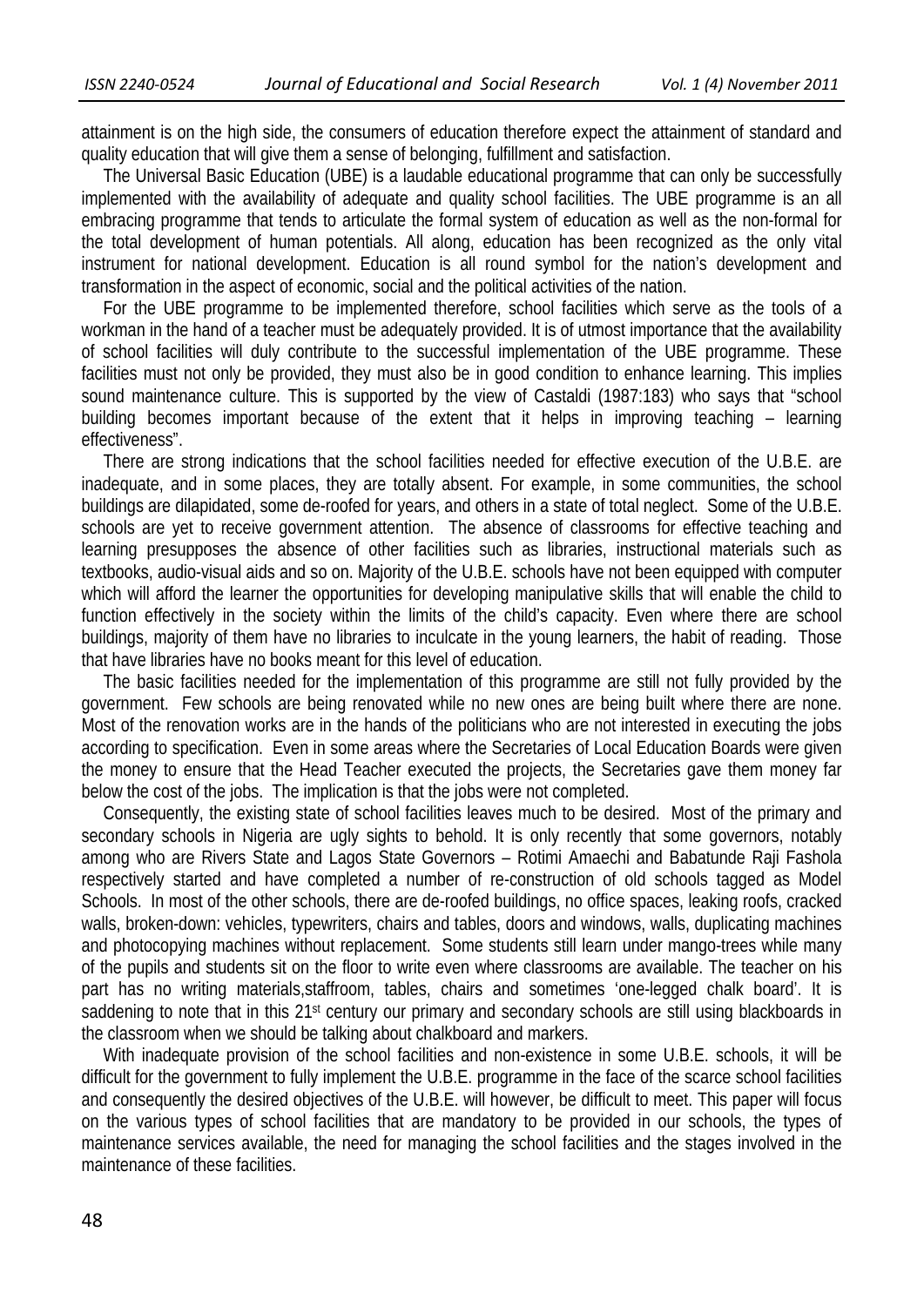attainment is on the high side, the consumers of education therefore expect the attainment of standard and quality education that will give them a sense of belonging, fulfillment and satisfaction.

The Universal Basic Education (UBE) is a laudable educational programme that can only be successfully implemented with the availability of adequate and quality school facilities. The UBE programme is an all embracing programme that tends to articulate the formal system of education as well as the non-formal for the total development of human potentials. All along, education has been recognized as the only vital instrument for national development. Education is all round symbol for the nation's development and transformation in the aspect of economic, social and the political activities of the nation.

For the UBE programme to be implemented therefore, school facilities which serve as the tools of a workman in the hand of a teacher must be adequately provided. It is of utmost importance that the availability of school facilities will duly contribute to the successful implementation of the UBE programme. These facilities must not only be provided, they must also be in good condition to enhance learning. This implies sound maintenance culture. This is supported by the view of Castaldi (1987:183) who says that "school building becomes important because of the extent that it helps in improving teaching – learning effectiveness".

There are strong indications that the school facilities needed for effective execution of the U.B.E. are inadequate, and in some places, they are totally absent. For example, in some communities, the school buildings are dilapidated, some de-roofed for years, and others in a state of total neglect. Some of the U.B.E. schools are yet to receive government attention. The absence of classrooms for effective teaching and learning presupposes the absence of other facilities such as libraries, instructional materials such as textbooks, audio-visual aids and so on. Majority of the U.B.E. schools have not been equipped with computer which will afford the learner the opportunities for developing manipulative skills that will enable the child to function effectively in the society within the limits of the child's capacity. Even where there are school buildings, majority of them have no libraries to inculcate in the young learners, the habit of reading. Those that have libraries have no books meant for this level of education.

The basic facilities needed for the implementation of this programme are still not fully provided by the government. Few schools are being renovated while no new ones are being built where there are none. Most of the renovation works are in the hands of the politicians who are not interested in executing the jobs according to specification. Even in some areas where the Secretaries of Local Education Boards were given the money to ensure that the Head Teacher executed the projects, the Secretaries gave them money far below the cost of the jobs. The implication is that the jobs were not completed.

Consequently, the existing state of school facilities leaves much to be desired. Most of the primary and secondary schools in Nigeria are ugly sights to behold. It is only recently that some governors, notably among who are Rivers State and Lagos State Governors – Rotimi Amaechi and Babatunde Raji Fashola respectively started and have completed a number of re-construction of old schools tagged as Model Schools. In most of the other schools, there are de-roofed buildings, no office spaces, leaking roofs, cracked walls, broken-down: vehicles, typewriters, chairs and tables, doors and windows, walls, duplicating machines and photocopying machines without replacement. Some students still learn under mango-trees while many of the pupils and students sit on the floor to write even where classrooms are available. The teacher on his part has no writing materials,staffroom, tables, chairs and sometimes 'one-legged chalk board'. It is saddening to note that in this 21st century our primary and secondary schools are still using blackboards in the classroom when we should be talking about chalkboard and markers.

With inadequate provision of the school facilities and non-existence in some U.B.E. schools, it will be difficult for the government to fully implement the U.B.E. programme in the face of the scarce school facilities and consequently the desired objectives of the U.B.E. will however, be difficult to meet. This paper will focus on the various types of school facilities that are mandatory to be provided in our schools, the types of maintenance services available, the need for managing the school facilities and the stages involved in the maintenance of these facilities.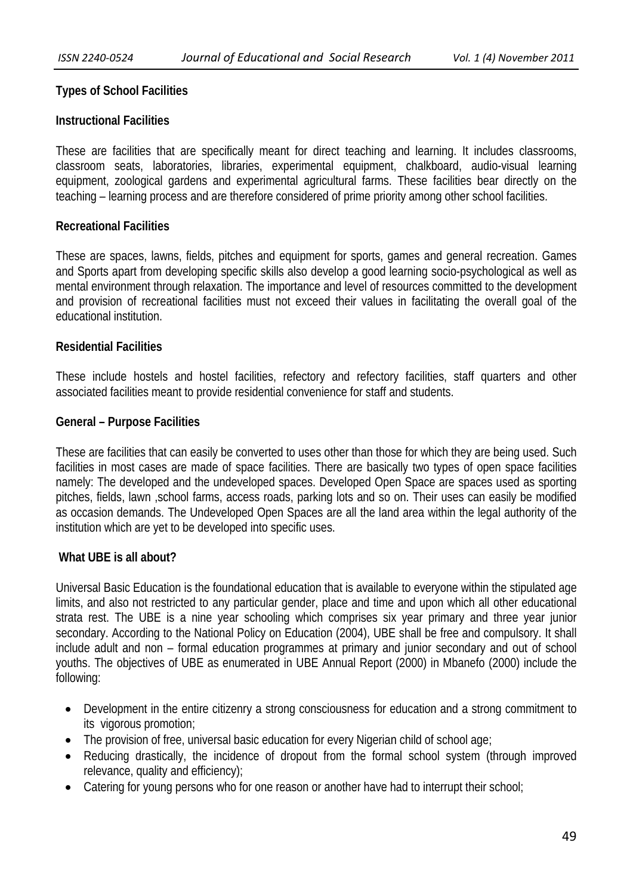**Types of School Facilities**

**Instructional Facilities**

These are facilities that are specifically meant for direct teaching and learning. It includes classrooms, classroom seats, laboratories, libraries, experimental equipment, chalkboard, audio-visual learning equipment, zoological gardens and experimental agricultural farms. These facilities bear directly on the teaching – learning process and are therefore considered of prime priority among other school facilities.

**Recreational Facilities**

These are spaces, lawns, fields, pitches and equipment for sports, games and general recreation. Games and Sports apart from developing specific skills also develop a good learning socio-psychological as well as mental environment through relaxation. The importance and level of resources committed to the development and provision of recreational facilities must not exceed their values in facilitating the overall goal of the educational institution.

**Residential Facilities**

These include hostels and hostel facilities, refectory and refectory facilities, staff quarters and other associated facilities meant to provide residential convenience for staff and students.

**General – Purpose Facilities**

These are facilities that can easily be converted to uses other than those for which they are being used. Such facilities in most cases are made of space facilities. There are basically two types of open space facilities namely: The developed and the undeveloped spaces. Developed Open Space are spaces used as sporting pitches, fields, lawn ,school farms, access roads, parking lots and so on. Their uses can easily be modified as occasion demands. The Undeveloped Open Spaces are all the land area within the legal authority of the institution which are yet to be developed into specific uses.

**What UBE is all about?**

Universal Basic Education is the foundational education that is available to everyone within the stipulated age limits, and also not restricted to any particular gender, place and time and upon which all other educational strata rest. The UBE is a nine year schooling which comprises six year primary and three year junior secondary. According to the National Policy on Education (2004), UBE shall be free and compulsory. It shall include adult and non – formal education programmes at primary and junior secondary and out of school youths. The objectives of UBE as enumerated in UBE Annual Report (2000) in Mbanefo (2000) include the following:

- Development in the entire citizenry a strong consciousness for education and a strong commitment to its vigorous promotion;
- The provision of free, universal basic education for every Nigerian child of school age;
- Reducing drastically, the incidence of dropout from the formal school system (through improved relevance, quality and efficiency);
- Catering for young persons who for one reason or another have had to interrupt their school;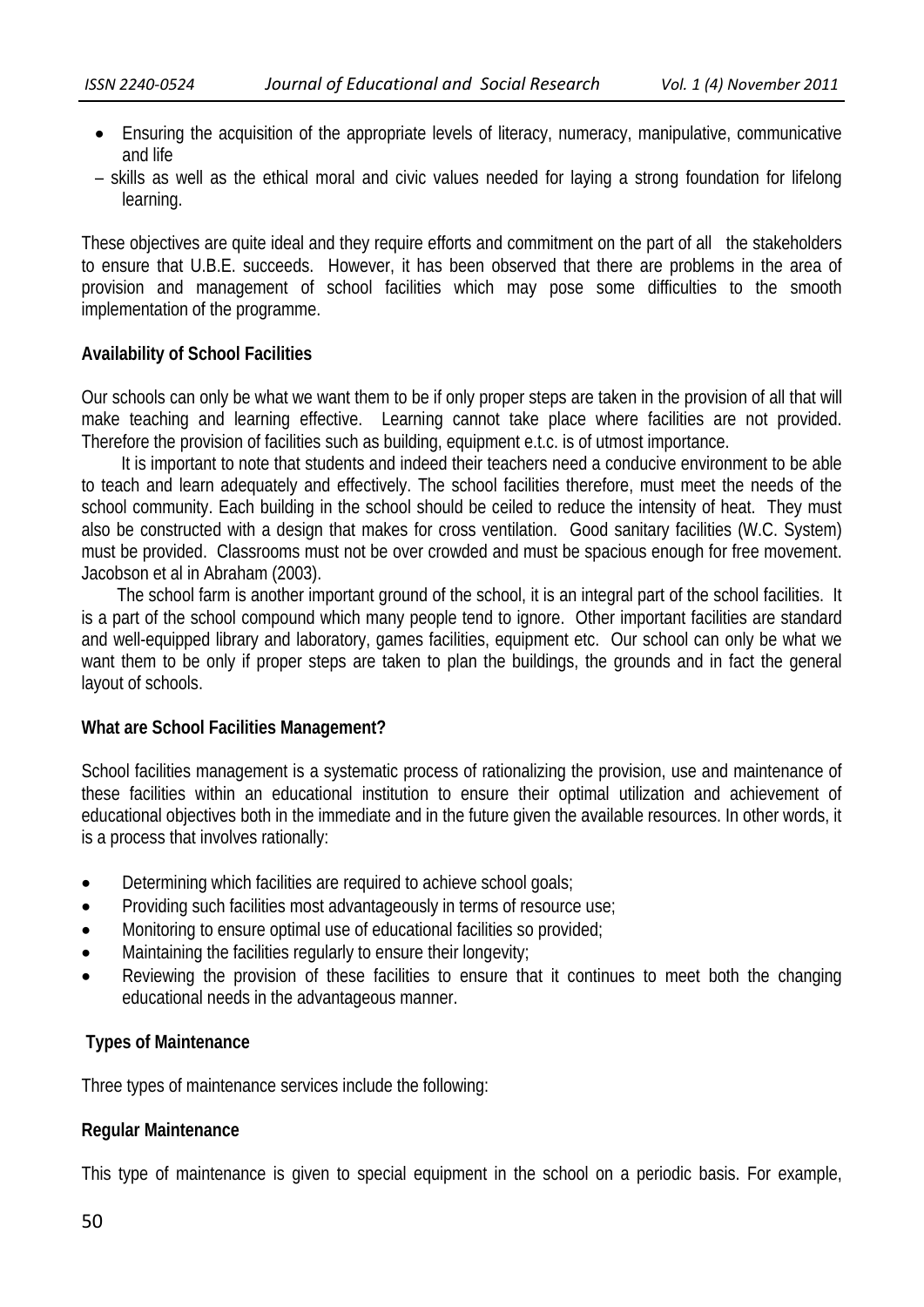- Ensuring the acquisition of the appropriate levels of literacy, numeracy, manipulative, communicative and life
- – skills as well as the ethical moral and civic values needed for laying a strong foundation for lifelong learning.

These objectives are quite ideal and they require efforts and commitment on the part of all the stakeholders to ensure that U.B.E. succeeds. However, it has been observed that there are problems in the area of provision and management of school facilities which may pose some difficulties to the smooth implementation of the programme.

**Availability of School Facilities**

Our schools can only be what we want them to be if only proper steps are taken in the provision of all that will make teaching and learning effective. Learning cannot take place where facilities are not provided. Therefore the provision of facilities such as building, equipment e.t.c. is of utmost importance.

It is important to note that students and indeed their teachers need a conducive environment to be able to teach and learn adequately and effectively. The school facilities therefore, must meet the needs of the school community. Each building in the school should be ceiled to reduce the intensity of heat. They must also be constructed with a design that makes for cross ventilation. Good sanitary facilities (W.C. System) must be provided. Classrooms must not be over crowded and must be spacious enough for free movement. Jacobson et al in Abraham (2003).

The school farm is another important ground of the school, it is an integral part of the school facilities. It is a part of the school compound which many people tend to ignore. Other important facilities are standard and well-equipped library and laboratory, games facilities, equipment etc. Our school can only be what we want them to be only if proper steps are taken to plan the buildings, the grounds and in fact the general layout of schools.

**What are School Facilities Management?**

School facilities management is a systematic process of rationalizing the provision, use and maintenance of these facilities within an educational institution to ensure their optimal utilization and achievement of educational objectives both in the immediate and in the future given the available resources. In other words, it is a process that involves rationally:

- Determining which facilities are required to achieve school goals;
- Providing such facilities most advantageously in terms of resource use;
- Monitoring to ensure optimal use of educational facilities so provided;
- Maintaining the facilities regularly to ensure their longevity;
- Reviewing the provision of these facilities to ensure that it continues to meet both the changing educational needs in the advantageous manner.

**Types of Maintenance**

Three types of maintenance services include the following:

**Regular Maintenance**

This type of maintenance is given to special equipment in the school on a periodic basis. For example,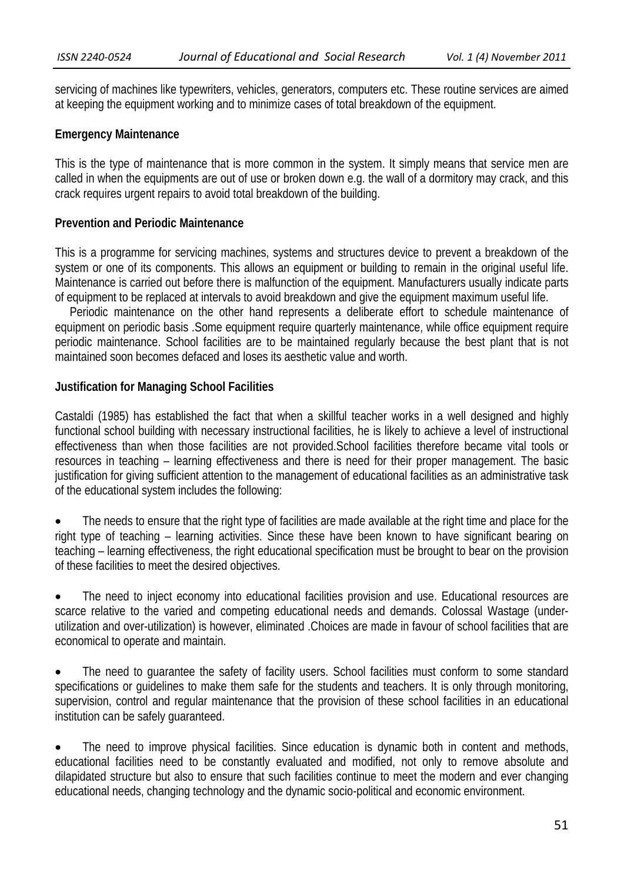servicing of machines like typewriters, vehicles, generators, computers etc. These routine services are aimed at keeping the equipment working and to minimize cases of total breakdown of the equipment.

**Emergency Maintenance**

This is the type of maintenance that is more common in the system. It simply means that service men are called in when the equipments are out of use or broken down e.g. the wall of a dormitory may crack, and this crack requires urgent repairs to avoid total breakdown of the building.

**Prevention and Periodic Maintenance**

This is a programme for servicing machines, systems and structures device to prevent a breakdown of the system or one of its components. This allows an equipment or building to remain in the original useful life. Maintenance is carried out before there is malfunction of the equipment. Manufacturers usually indicate parts of equipment to be replaced at intervals to avoid breakdown and give the equipment maximum useful life.

Periodic maintenance on the other hand represents a deliberate effort to schedule maintenance of equipment on periodic basis .Some equipment require quarterly maintenance, while office equipment require periodic maintenance. School facilities are to be maintained regularly because the best plant that is not maintained soon becomes defaced and loses its aesthetic value and worth.

**Justification for Managing School Facilities**

Castaldi (1985) has established the fact that when a skillful teacher works in a well designed and highly functional school building with necessary instructional facilities, he is likely to achieve a level of instructional effectiveness than when those facilities are not provided.School facilities therefore became vital tools or resources in teaching – learning effectiveness and there is need for their proper management. The basic justification for giving sufficient attention to the management of educational facilities as an administrative task of the educational system includes the following:

- The needs to ensure that the right type of facilities are made available at the right time and place for the right type of teaching – learning activities. Since these have been known to have significant bearing on teaching – learning effectiveness, the right educational specification must be brought to bear on the provision of these facilities to meet the desired objectives.

- The need to inject economy into educational facilities provision and use. Educational resources are scarce relative to the varied and competing educational needs and demands. Colossal Wastage (under-utilization and over-utilization) is however, eliminated .Choices are made in favour of school facilities that are economical to operate and maintain.

- The need to guarantee the safety of facility users. School facilities must conform to some standard specifications or guidelines to make them safe for the students and teachers. It is only through monitoring, supervision, control and regular maintenance that the provision of these school facilities in an educational institution can be safely guaranteed.

- The need to improve physical facilities. Since education is dynamic both in content and methods, educational facilities need to be constantly evaluated and modified, not only to remove absolute and dilapidated structure but also to ensure that such facilities continue to meet the modern and ever changing educational needs, changing technology and the dynamic socio-political and economic environment.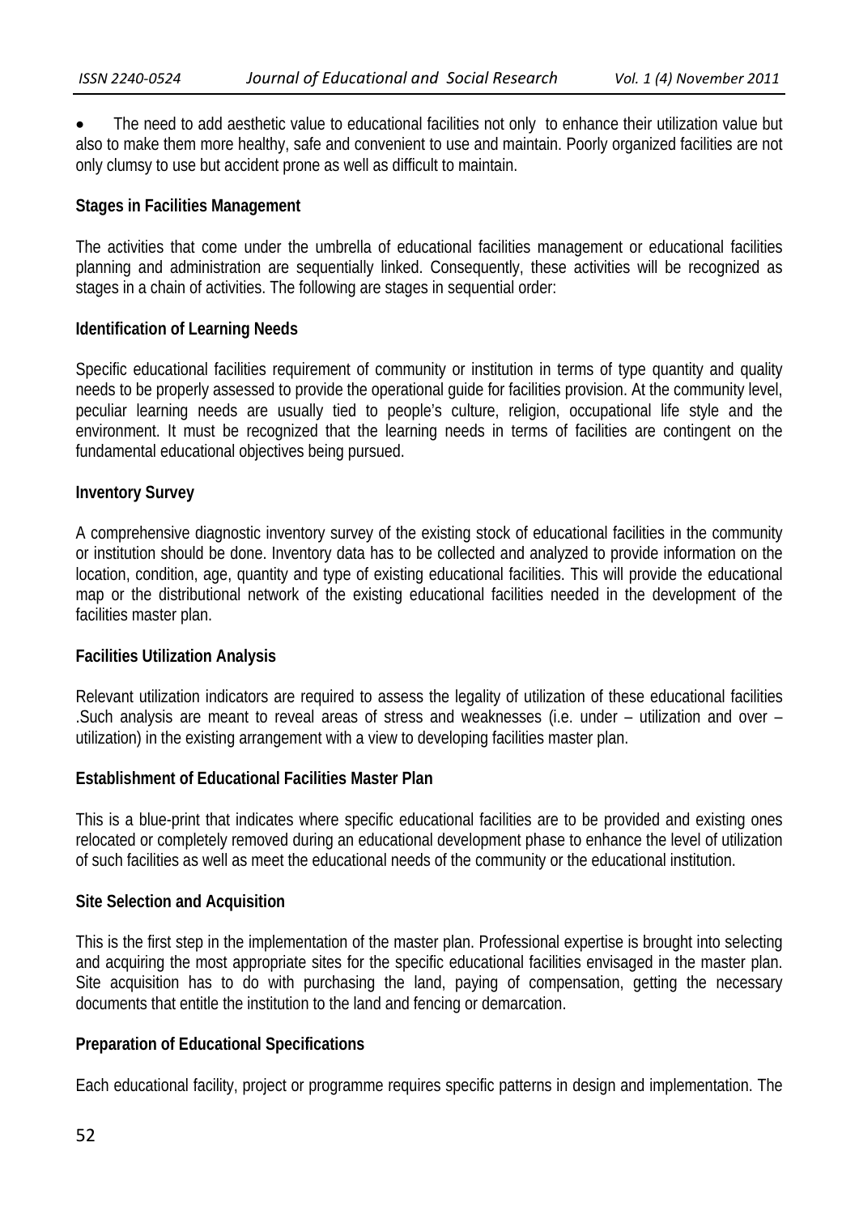- The need to add aesthetic value to educational facilities not only to enhance their utilization value but also to make them more healthy, safe and convenient to use and maintain. Poorly organized facilities are not only clumsy to use but accident prone as well as difficult to maintain.

**Stages in Facilities Management**

The activities that come under the umbrella of educational facilities management or educational facilities planning and administration are sequentially linked. Consequently, these activities will be recognized as stages in a chain of activities. The following are stages in sequential order:

**Identification of Learning Needs**

Specific educational facilities requirement of community or institution in terms of type quantity and quality needs to be properly assessed to provide the operational guide for facilities provision. At the community level, peculiar learning needs are usually tied to people's culture, religion, occupational life style and the environment. It must be recognized that the learning needs in terms of facilities are contingent on the fundamental educational objectives being pursued.

**Inventory Survey**

A comprehensive diagnostic inventory survey of the existing stock of educational facilities in the community or institution should be done. Inventory data has to be collected and analyzed to provide information on the location, condition, age, quantity and type of existing educational facilities. This will provide the educational map or the distributional network of the existing educational facilities needed in the development of the facilities master plan.

**Facilities Utilization Analysis**

Relevant utilization indicators are required to assess the legality of utilization of these educational facilities .Such analysis are meant to reveal areas of stress and weaknesses (i.e. under – utilization and over – utilization) in the existing arrangement with a view to developing facilities master plan.

**Establishment of Educational Facilities Master Plan**

This is a blue-print that indicates where specific educational facilities are to be provided and existing ones relocated or completely removed during an educational development phase to enhance the level of utilization of such facilities as well as meet the educational needs of the community or the educational institution.

**Site Selection and Acquisition**

This is the first step in the implementation of the master plan. Professional expertise is brought into selecting and acquiring the most appropriate sites for the specific educational facilities envisaged in the master plan. Site acquisition has to do with purchasing the land, paying of compensation, getting the necessary documents that entitle the institution to the land and fencing or demarcation.

**Preparation of Educational Specifications**

Each educational facility, project or programme requires specific patterns in design and implementation. The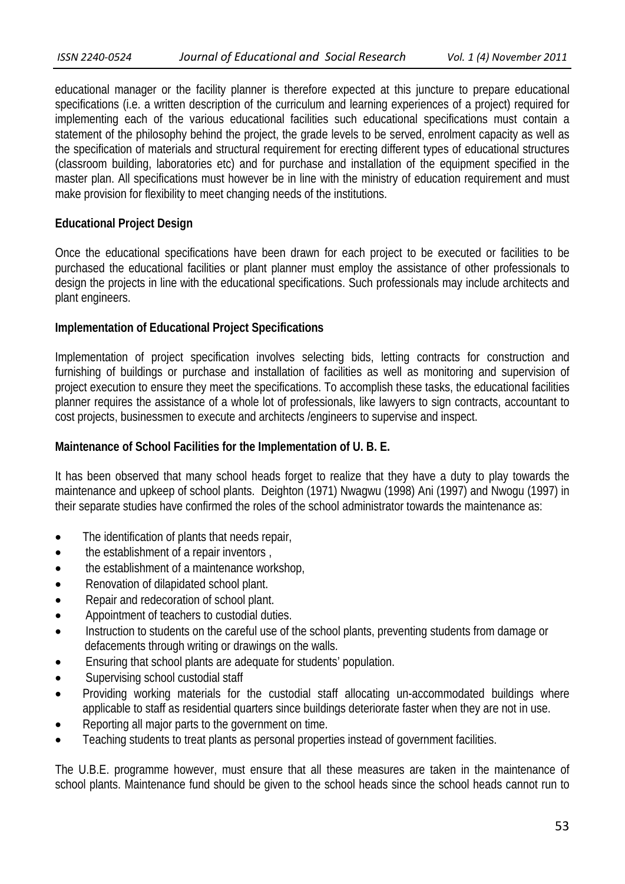educational manager or the facility planner is therefore expected at this juncture to prepare educational specifications (i.e. a written description of the curriculum and learning experiences of a project) required for implementing each of the various educational facilities such educational specifications must contain a statement of the philosophy behind the project, the grade levels to be served, enrolment capacity as well as the specification of materials and structural requirement for erecting different types of educational structures (classroom building, laboratories etc) and for purchase and installation of the equipment specified in the master plan. All specifications must however be in line with the ministry of education requirement and must make provision for flexibility to meet changing needs of the institutions.

**Educational Project Design**

Once the educational specifications have been drawn for each project to be executed or facilities to be purchased the educational facilities or plant planner must employ the assistance of other professionals to design the projects in line with the educational specifications. Such professionals may include architects and plant engineers.

**Implementation of Educational Project Specifications**

Implementation of project specification involves selecting bids, letting contracts for construction and furnishing of buildings or purchase and installation of facilities as well as monitoring and supervision of project execution to ensure they meet the specifications. To accomplish these tasks, the educational facilities planner requires the assistance of a whole lot of professionals, like lawyers to sign contracts, accountant to cost projects, businessmen to execute and architects /engineers to supervise and inspect.

**Maintenance of School Facilities for the Implementation of U. B. E.**

It has been observed that many school heads forget to realize that they have a duty to play towards the maintenance and upkeep of school plants. Deighton (1971) Nwagwu (1998) Ani (1997) and Nwogu (1997) in their separate studies have confirmed the roles of the school administrator towards the maintenance as:

- The identification of plants that needs repair,
- the establishment of a repair inventors ,
- the establishment of a maintenance workshop,
- Renovation of dilapidated school plant.
- Repair and redecoration of school plant.
- Appointment of teachers to custodial duties.
- Instruction to students on the careful use of the school plants, preventing students from damage or defacements through writing or drawings on the walls.
- Ensuring that school plants are adequate for students' population.
- Supervising school custodial staff
- Providing working materials for the custodial staff allocating un-accommodated buildings where applicable to staff as residential quarters since buildings deteriorate faster when they are not in use.
- Reporting all major parts to the government on time.
- Teaching students to treat plants as personal properties instead of government facilities.

The U.B.E. programme however, must ensure that all these measures are taken in the maintenance of school plants. Maintenance fund should be given to the school heads since the school heads cannot run to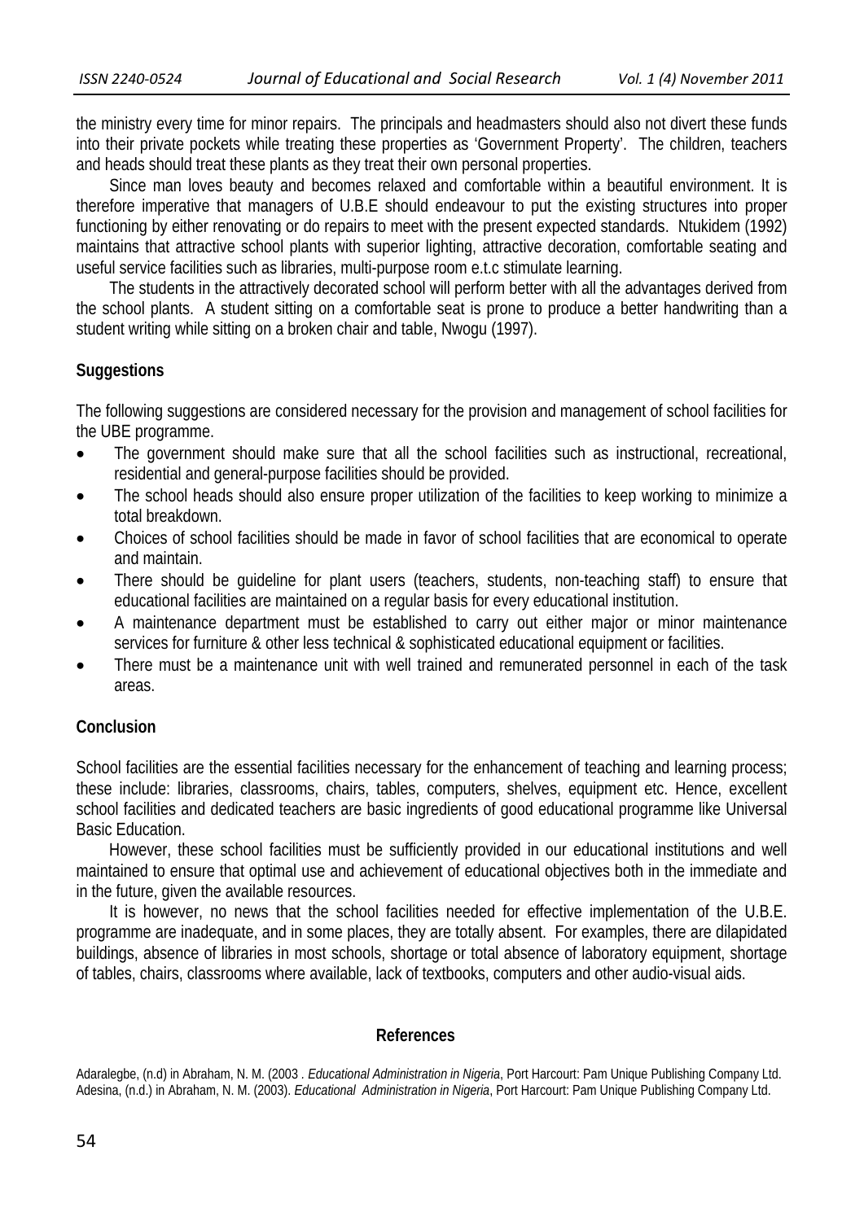the ministry every time for minor repairs. The principals and headmasters should also not divert these funds into their private pockets while treating these properties as 'Government Property'. The children, teachers and heads should treat these plants as they treat their own personal properties.

Since man loves beauty and becomes relaxed and comfortable within a beautiful environment. It is therefore imperative that managers of U.B.E should endeavour to put the existing structures into proper functioning by either renovating or do repairs to meet with the present expected standards. Ntukidem (1992) maintains that attractive school plants with superior lighting, attractive decoration, comfortable seating and useful service facilities such as libraries, multi-purpose room e.t.c stimulate learning.

The students in the attractively decorated school will perform better with all the advantages derived from the school plants. A student sitting on a comfortable seat is prone to produce a better handwriting than a student writing while sitting on a broken chair and table, Nwogu (1997).

## Suggestions

The following suggestions are considered necessary for the provision and management of school facilities for the UBE programme.

- The government should make sure that all the school facilities such as instructional, recreational, residential and general-purpose facilities should be provided.
- The school heads should also ensure proper utilization of the facilities to keep working to minimize a total breakdown.
- Choices of school facilities should be made in favor of school facilities that are economical to operate and maintain.
- There should be guideline for plant users (teachers, students, non-teaching staff) to ensure that educational facilities are maintained on a regular basis for every educational institution.
- A maintenance department must be established to carry out either major or minor maintenance services for furniture & other less technical & sophisticated educational equipment or facilities.
- There must be a maintenance unit with well trained and remunerated personnel in each of the task areas.

## Conclusion

School facilities are the essential facilities necessary for the enhancement of teaching and learning process; these include: libraries, classrooms, chairs, tables, computers, shelves, equipment etc. Hence, excellent school facilities and dedicated teachers are basic ingredients of good educational programme like Universal Basic Education.

However, these school facilities must be sufficiently provided in our educational institutions and well maintained to ensure that optimal use and achievement of educational objectives both in the immediate and in the future, given the available resources.

It is however, no news that the school facilities needed for effective implementation of the U.B.E. programme are inadequate, and in some places, they are totally absent. For examples, there are dilapidated buildings, absence of libraries in most schools, shortage or total absence of laboratory equipment, shortage of tables, chairs, classrooms where available, lack of textbooks, computers and other audio-visual aids.

## References

Adaralegbe, (n.d) in Abraham, N. M. (2003 . *Educational Administration in Nigeria*, Port Harcourt: Pam Unique Publishing Company Ltd.

Adesina, (n.d.) in Abraham, N. M. (2003). *Educational Administration in Nigeria*, Port Harcourt: Pam Unique Publishing Company Ltd.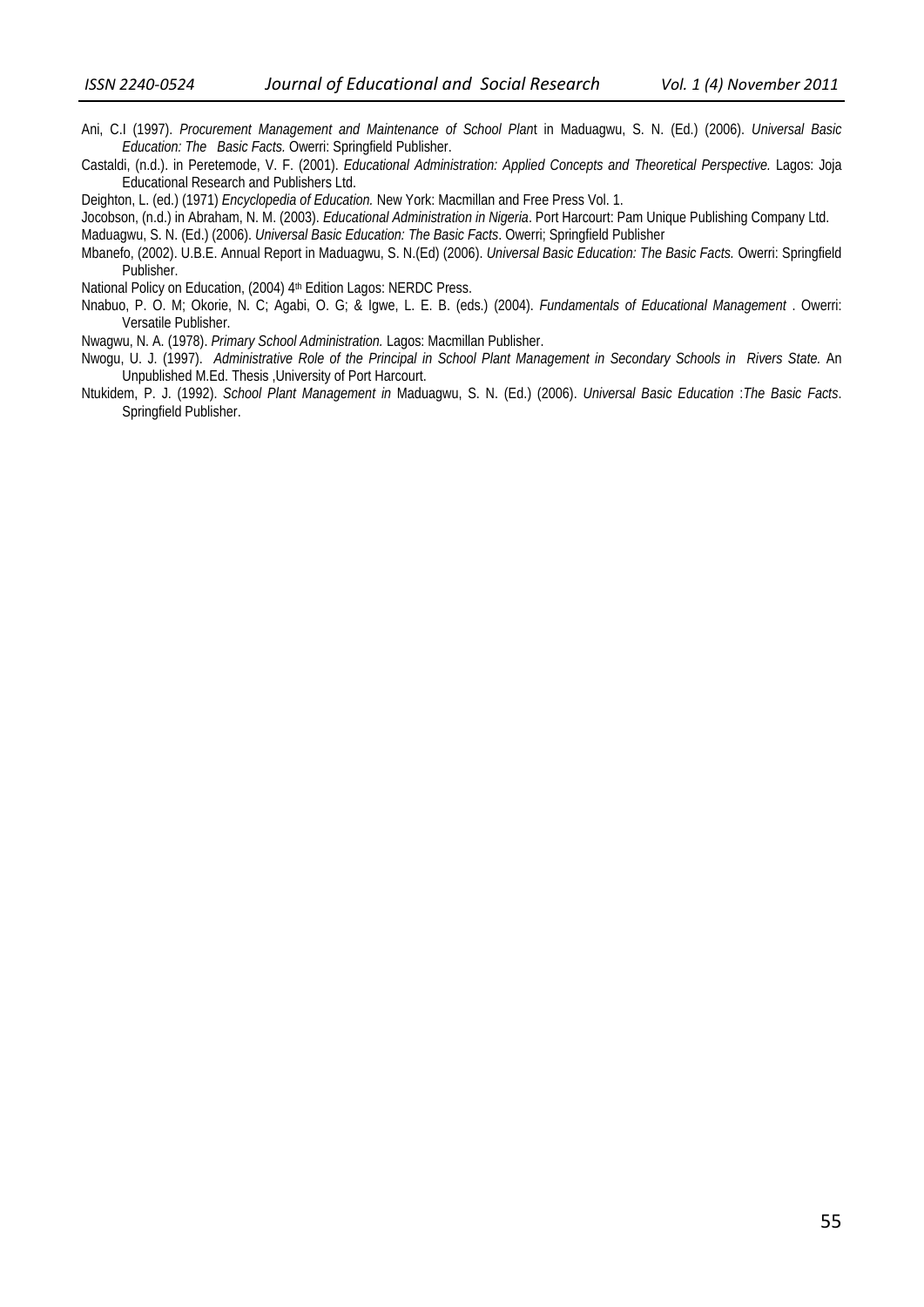Ani, C.I (1997). *Procurement Management and Maintenance of School Plan*t in Maduagwu, S. N. (Ed.) (2006). *Universal Basic Education: The Basic Facts.* Owerri: Springfield Publisher.

Castaldi, (n.d.). in Peretemode, V. F. (2001). *Educational Administration: Applied Concepts and Theoretical Perspective.* Lagos: Joja Educational Research and Publishers Ltd.

Deighton, L. (ed.) (1971) *Encyclopedia of Education.* New York: Macmillan and Free Press Vol. 1.

Jocobson, (n.d.) in Abraham, N. M. (2003). *Educational Administration in Nigeria*. Port Harcourt: Pam Unique Publishing Company Ltd.

Maduagwu, S. N. (Ed.) (2006). *Universal Basic Education: The Basic Facts*. Owerri; Springfield Publisher

Mbanefo, (2002). U.B.E. Annual Report in Maduagwu, S. N.(Ed) (2006). *Universal Basic Education: The Basic Facts.* Owerri: Springfield Publisher.

National Policy on Education, (2004) 4th Edition Lagos: NERDC Press.

Nnabuo, P. O. M; Okorie, N. C; Agabi, O. G; & Igwe, L. E. B. (eds.) (2004). *Fundamentals of Educational Management* . Owerri: Versatile Publisher.

Nwagwu, N. A. (1978). *Primary School Administration.* Lagos: Macmillan Publisher.

Nwogu, U. J. (1997). *Administrative Role of the Principal in School Plant Management in Secondary Schools in Rivers State.* An Unpublished M.Ed. Thesis ,University of Port Harcourt.

Ntukidem, P. J. (1992). *School Plant Management in* Maduagwu, S. N. (Ed.) (2006). *Universal Basic Education* :*The Basic Facts*. Springfield Publisher.